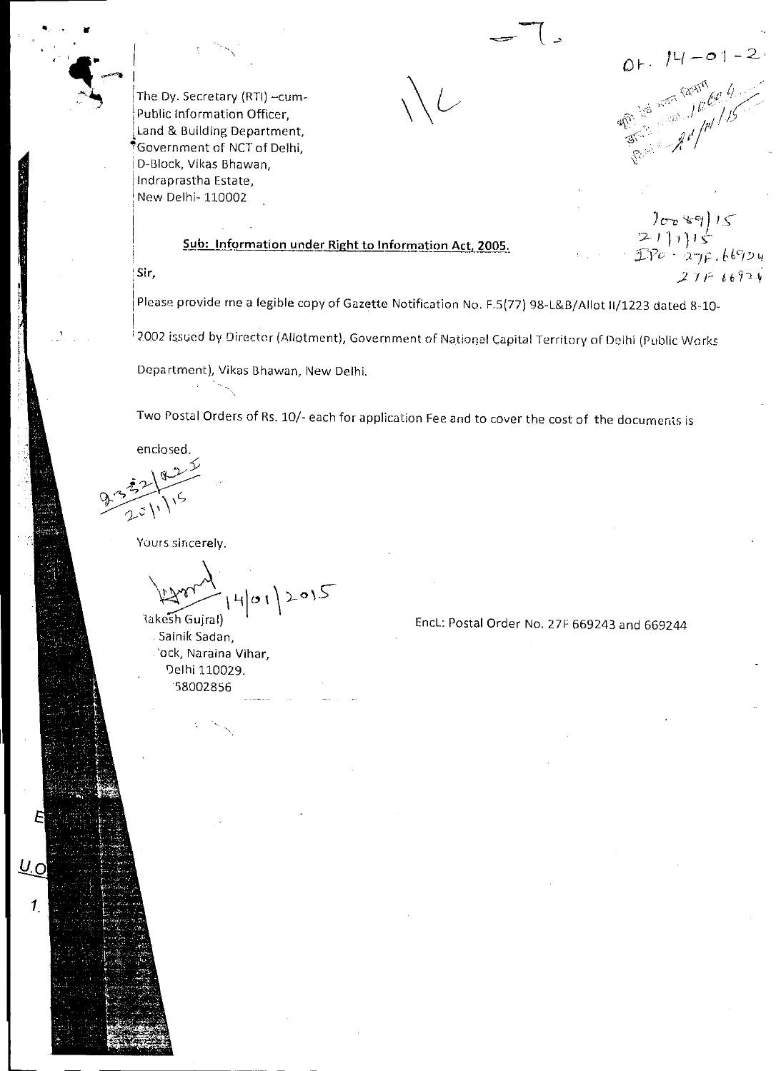The Dy. Secretary (RTI) –cum-
Public Information Officer,
Land & Building Department,
Government of NCT of Delhi,
D-Block, Vikas Bhawan,
Indraprastha Estate,
New Delhi- 110002

**Sub: Information under Right to Information Act, 2005.**

Sir,

Please provide me a legible copy of Gazette Notification No. F.5(77) 98-L&B/Allot II/1223 dated 8-10-2002 issued by Director (Allotment), Government of National Capital Territory of Delhi (Public Works Department), Vikas Bhawan, New Delhi.

Two Postal Orders of Rs. 10/- each for application Fee and to cover the cost of the documents is enclosed.

Yours sincerely.

14/01/2015

(Rakesh Gujral)
Sainik Sadan,
ock, Naraina Vihar,
Delhi 110029.
58002856

Encl: Postal Order No. 27F 669243 and 669244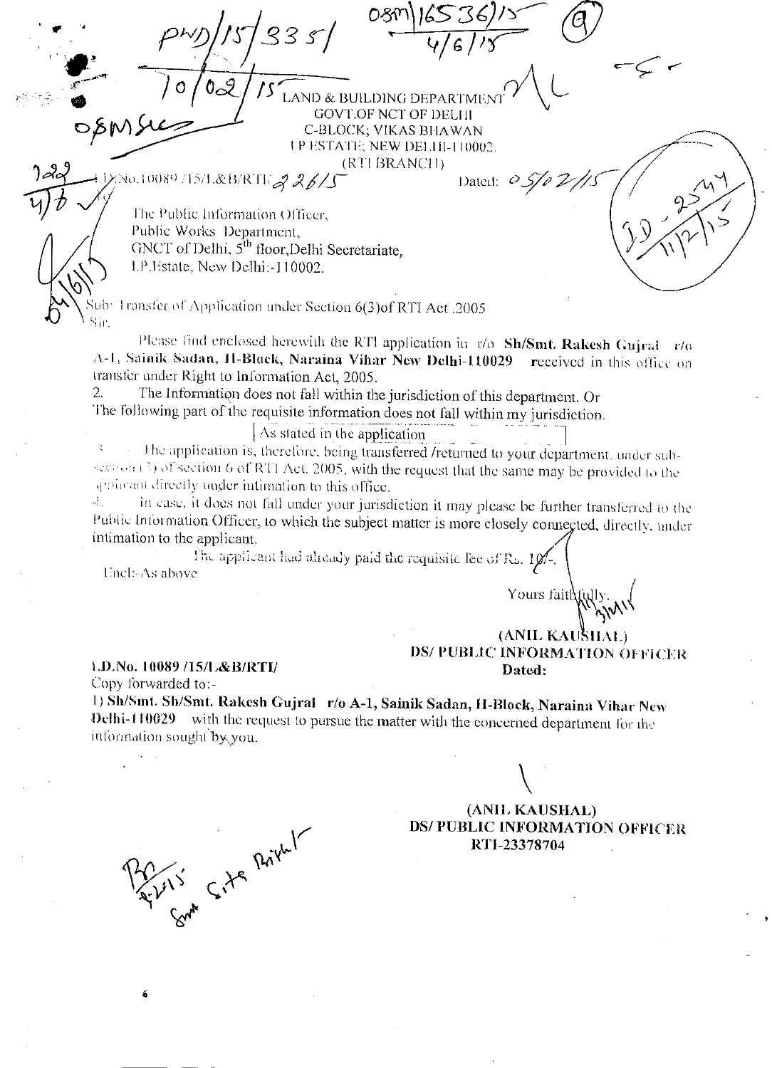PWD/15/3351 10/02/15

OSM/16536/15 4/6/15

LAND & BUILDING DEPARTMENT
GOVT.OF NCT OF DELHI
C-BLOCK; VIKAS BHAWAN
I P ESTATE; NEW DELHI-110002.
(RTI BRANCH)

I.D.No.10089/15/L&B/RTI/ 2261 5 Dated: 05/02/15

The Public Information Officer,
Public Works Department,
GNCT of Delhi, 5th floor,Delhi Secretariate,
I.P.Estate, New Delhi:-110002.

Sub: Transfer of Application under Section 6(3)of RTI Act ,2005

Sir,

Please find enclosed herewith the RTI application in r/o **Sh/Smt. Rakesh Gujral r/o A-1, Sainik Sadan, H-Block, Naraina Vihar New Delhi-110029** received in this office on transfer under Right to Information Act, 2005.

2. The Information does not fall within the jurisdiction of this department. Or The following part of the requisite information does not fall within my jurisdiction.

[As stated in the application ]

3. The application is, therefore, being transferred /returned to your department. under sub-section (3) of section 6 of RTI Act. 2005, with the request that the same may be provided to the applicant directly under intimation to this office.

4. In case, it does not fall under your jurisdiction it may please be further transferred to the Public Information Officer, to which the subject matter is more closely connected, directly, under intimation to the applicant.

The applicant had already paid the requisite fee of Rs. 10/-.

Encl:-As above

Yours faithfully,

**(ANIL KAUSHAL)**
**DS/ PUBLIC INFORMATION OFFICER**
**Dated:**

**I.D.No. 10089 /15/L&B/RTI/**

Copy forwarded to:-

1) **Sh/Smt. Sh/Smt. Rakesh Gujral r/o A-1, Sainik Sadan, H-Block, Naraina Vihar New Delhi-110029** with the request to pursue the matter with the concerned department for the information sought by you.

**(ANIL KAUSHAL)**
**DS/ PUBLIC INFORMATION OFFICER**
**RTI-23378704**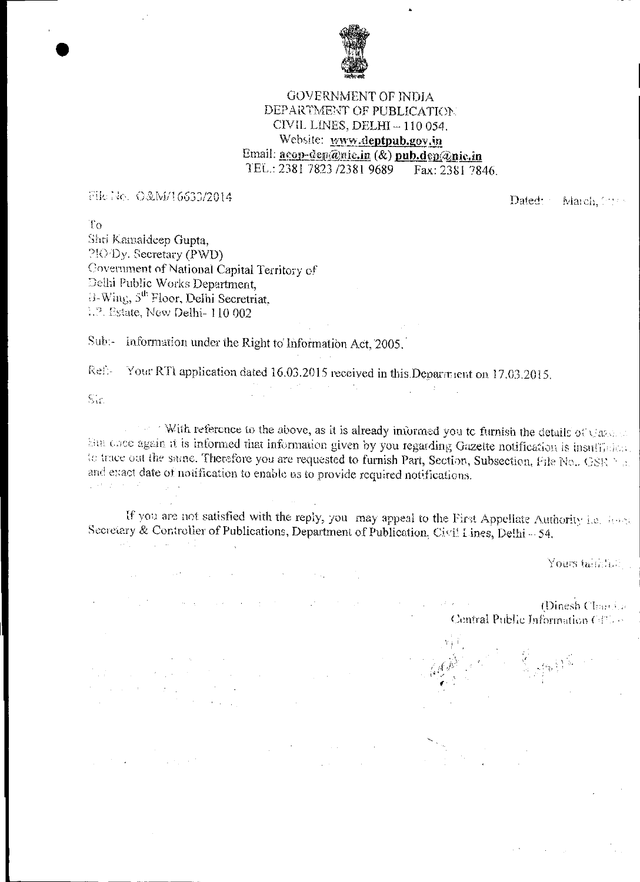GOVERNMENT OF INDIA
DEPARTMENT OF PUBLICATION
CIVIL LINES, DELHI – 110 054.
Website: www.deptpub.gov.in
Email: acop-dep@nic.in (&) pub.dep@nic.in
TEL.: 2381 7823 /2381 9689 Fax: 2381 7846.

File No. O&M/16630/2014

Dated: March,

To
Shri Kamaldeep Gupta,
PIO/Dy. Secretary (PWD)
Government of National Capital Territory of
Delhi Public Works Department,
B-Wing, 5th Floor, Delhi Secretriat,
I.P. Estate, New Delhi- 110 002

Sub:- Information under the Right to Information Act, 2005.

Ref:- Your RTI application dated 16.03.2015 received in this Department on 17.03.2015.

Sir,

With reference to the above, as it is already informed you to furnish the details of Gazette but once again it is informed that information given by you regarding Gazette notification is insufficient to trace out the same. Therefore you are requested to furnish Part, Section, Subsection, File No., GSR No. and exact date of notification to enable us to provide required notifications.

If you are not satisfied with the reply, you may appeal to the First Appellate Authority i.e. Asst. Secretary & Controller of Publications, Department of Publication, Civil Lines, Delhi – 54.

Yours faithfully,

(Dinesh Chand)
Central Public Information Officer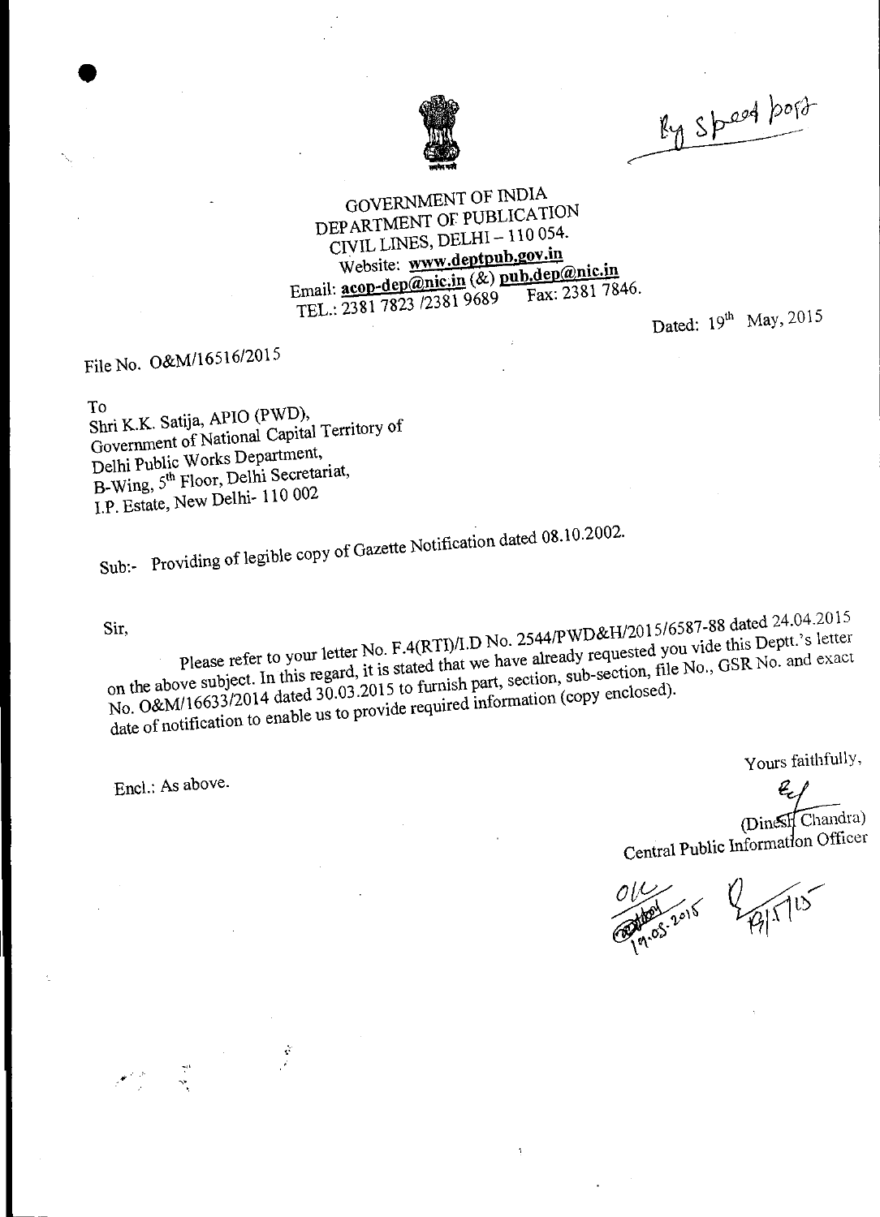By Speed post

GOVERNMENT OF INDIA
DEPARTMENT OF PUBLICATION
CIVIL LINES, DELHI – 110 054.
Website: **www.deptpub.gov.in**
Email: **acop-dep@nic.in** (&) **pub.dep@nic.in**
TEL.: 2381 7823 /2381 9689 Fax: 2381 7846.

Dated: 19th May, 2015

File No. O&M/16516/2015

To
Shri K.K. Satija, APIO (PWD),
Government of National Capital Territory of
Delhi Public Works Department,
B-Wing, 5th Floor, Delhi Secretariat,
I.P. Estate, New Delhi- 110 002

Sub:- Providing of legible copy of Gazette Notification dated 08.10.2002.

Sir,

Please refer to your letter No. F.4(RTI)/I.D No. 2544/PWD&H/2015/6587-88 dated 24.04.2015 on the above subject. In this regard, it is stated that we have already requested you vide this Deptt.'s letter No. O&M/16633/2014 dated 30.03.2015 to furnish part, section, sub-section, file No., GSR No. and exact date of notification to enable us to provide required information (copy enclosed).

Encl.: As above.

Yours faithfully,

(Dinesh Chandra)
Central Public Information Officer

19.05.2015 19/5/15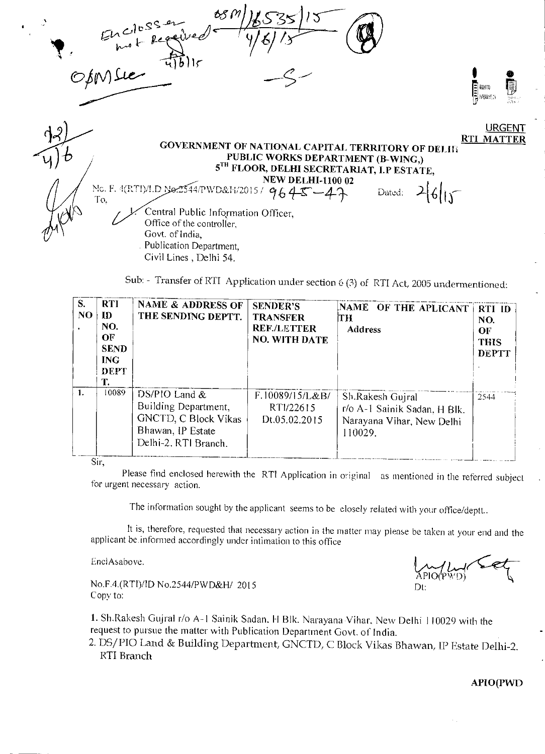Enclosser not Received
4/6/15

OSM/18535/15
4/6/15

OpMSec

-5-

URGENT
RTI MATTER

**GOVERNMENT OF NATIONAL CAPITAL TERRITORY OF DELHI**
**PUBLIC WORKS DEPARTMENT (B-WING,)**
**5TH FLOOR, DELHI SECRETARIAT, I.P ESTATE,**
**NEW DELHI-1100 02**

No. F. 4(RTI)/I.D No.2544/PWD&H/2015 / 9645-47          Dated: 2/6/15

To,

1. Central Public Information Officer,
Office of the controller,
Govt. of India,
Publication Department,
Civil Lines , Delhi 54.

Sub: - Transfer of RTI Application under section 6 (3) of RTI Act, 2005 undermentioned:

| S. NO. | RTI ID NO. OF SENDING DEPTT. | NAME & ADDRESS OF THE SENDING DEPTT. | SENDER'S TRANSFER REF./LETTER NO. WITH DATE | NAME OF THE APLICANT TH Address | RTI ID NO. OF THIS DEPTT |
|---|---|---|---|---|---|
| 1. | 10089 | DS/PIO Land & Building Department, GNCTD, C Block Vikas Bhawan, IP Estate Delhi-2. RTI Branch. | F.10089/15/L&B/ RTI/22615 Dt.05.02.2015 | Sh.Rakesh Gujral r/o A-1 Sainik Sadan, H Blk. Narayana Vihar, New Delhi 110029. | 2544 |

Sir,

Please find enclosed herewith the RTI Application in original as mentioned in the referred subject for urgent necessary action.

The information sought by the applicant seems to be closely related with your office/deptt..

It is, therefore, requested that necessary action in the matter may please be taken at your end and the applicant be informed accordingly under intimation to this office

EnclAsabove.

APIO(PWD)

No.F.4.(RTI)/ID No.2544/PWD&H/ 2015          Dt:
Copy to:

1. Sh.Rakesh Gujral r/o A-1 Sainik Sadan, H Blk. Narayana Vihar, New Delhi 110029 with the request to pursue the matter with Publication Department Govt. of India.
2. DS/PIO Land & Building Department, GNCTD, C Block Vikas Bhawan, IP Estate Delhi-2. RTI Branch

**APIO(PWD**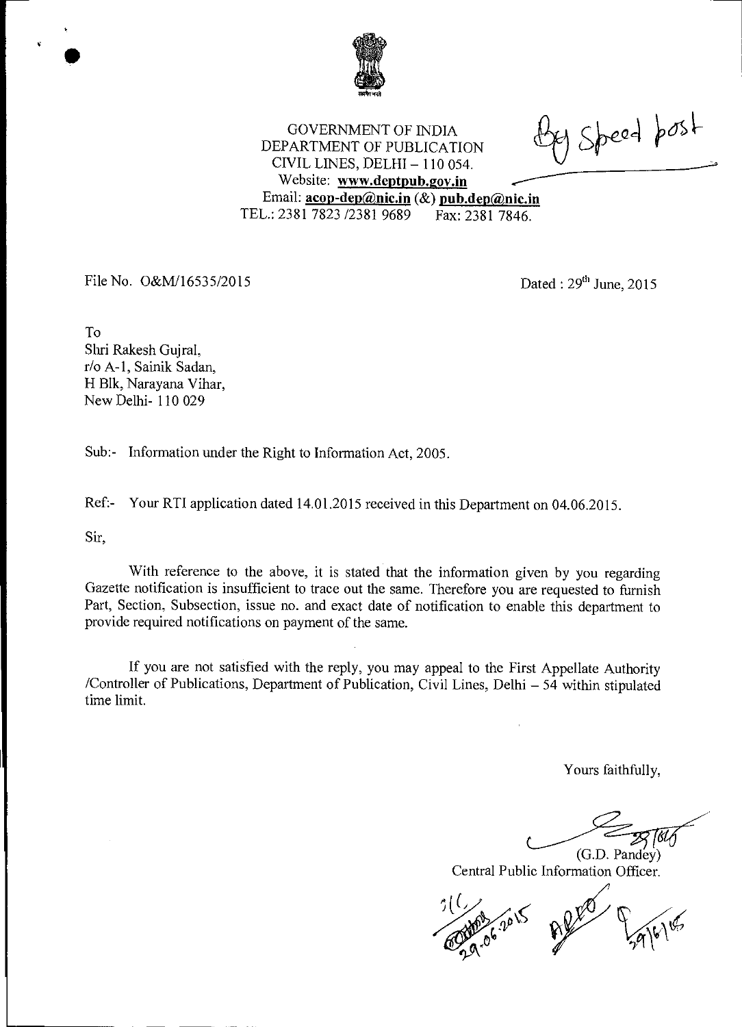GOVERNMENT OF INDIA
DEPARTMENT OF PUBLICATION
CIVIL LINES, DELHI – 110 054.
Website: **www.deptpub.gov.in**
Email: **acop-dep@nic.in** (&) **pub.dep@nic.in**
TEL.: 2381 7823 /2381 9689 Fax: 2381 7846.

By Speed post

File No. O&M/16535/2015

Dated : 29th June, 2015

To
Shri Rakesh Gujral,
r/o A-1, Sainik Sadan,
H Blk, Narayana Vihar,
New Delhi- 110 029

Sub:- Information under the Right to Information Act, 2005.

Ref:- Your RTI application dated 14.01.2015 received in this Department on 04.06.2015.

Sir,

With reference to the above, it is stated that the information given by you regarding Gazette notification is insufficient to trace out the same. Therefore you are requested to furnish Part, Section, Subsection, issue no. and exact date of notification to enable this department to provide required notifications on payment of the same.

If you are not satisfied with the reply, you may appeal to the First Appellate Authority /Controller of Publications, Department of Publication, Civil Lines, Delhi – 54 within stipulated time limit.

Yours faithfully,

29/6/15
(G.D. Pandey)
Central Public Information Officer.

29.06.2015
29/6/15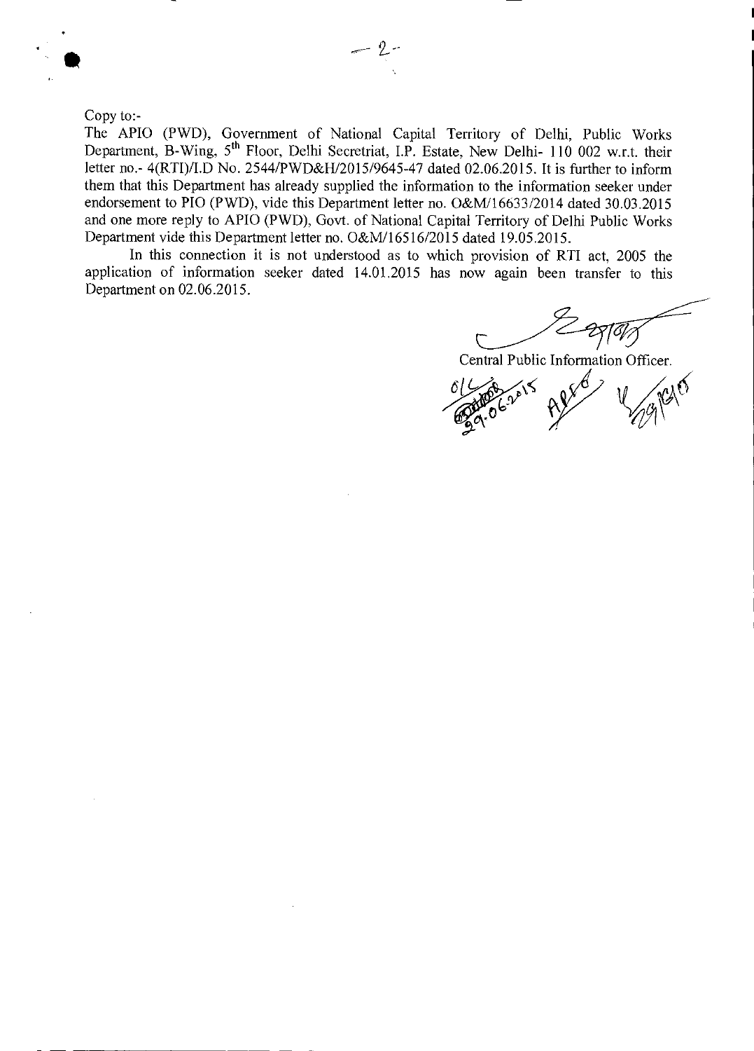Copy to:-

The APIO (PWD), Government of National Capital Territory of Delhi, Public Works Department, B-Wing, 5th Floor, Delhi Secretriat, I.P. Estate, New Delhi- 110 002 w.r.t. their letter no.- 4(RTI)/I.D No. 2544/PWD&H/2015/9645-47 dated 02.06.2015. It is further to inform them that this Department has already supplied the information to the information seeker under endorsement to PIO (PWD), vide this Department letter no. O&M/16633/2014 dated 30.03.2015 and one more reply to APIO (PWD), Govt. of National Capital Territory of Delhi Public Works Department vide this Department letter no. O&M/16516/2015 dated 19.05.2015.

In this connection it is not understood as to which provision of RTI act, 2005 the application of information seeker dated 14.01.2015 has now again been transfer to this Department on 02.06.2015.

Central Public Information Officer.